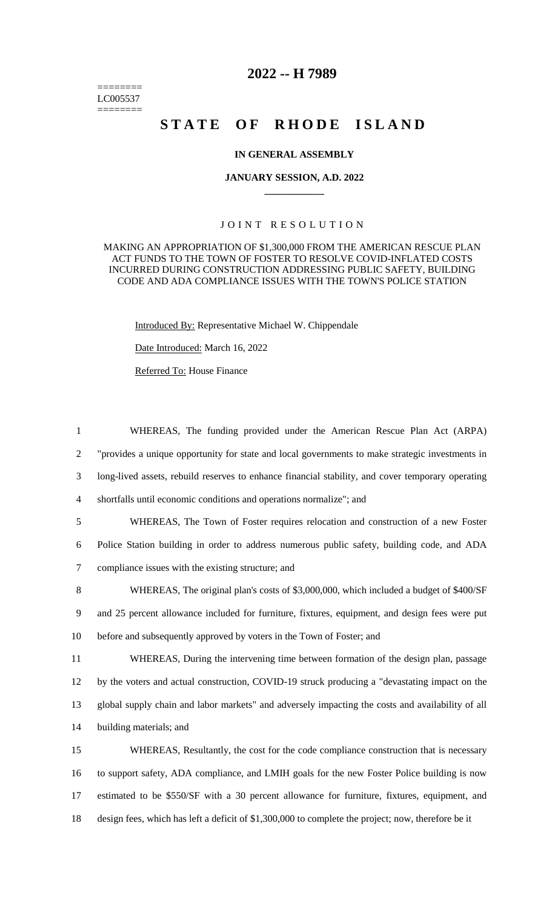========
LC005537
========

# 2022 -- H 7989

# STATE OF RHODE ISLAND

**IN GENERAL ASSEMBLY**

**JANUARY SESSION, A.D. 2022**

____________

JOINT RESOLUTION

MAKING AN APPROPRIATION OF $1,300,000 FROM THE AMERICAN RESCUE PLAN ACT FUNDS TO THE TOWN OF FOSTER TO RESOLVE COVID-INFLATED COSTS INCURRED DURING CONSTRUCTION ADDRESSING PUBLIC SAFETY, BUILDING CODE AND ADA COMPLIANCE ISSUES WITH THE TOWN'S POLICE STATION

Introduced By: Representative Michael W. Chippendale

Date Introduced: March 16, 2022

Referred To: House Finance

1 WHEREAS, The funding provided under the American Rescue Plan Act (ARPA)
2 "provides a unique opportunity for state and local governments to make strategic investments in
3 long-lived assets, rebuild reserves to enhance financial stability, and cover temporary operating
4 shortfalls until economic conditions and operations normalize"; and

5 WHEREAS, The Town of Foster requires relocation and construction of a new Foster
6 Police Station building in order to address numerous public safety, building code, and ADA
7 compliance issues with the existing structure; and

8 WHEREAS, The original plan's costs of $3,000,000, which included a budget of $400/SF
9 and 25 percent allowance included for furniture, fixtures, equipment, and design fees were put
10 before and subsequently approved by voters in the Town of Foster; and

11 WHEREAS, During the intervening time between formation of the design plan, passage
12 by the voters and actual construction, COVID-19 struck producing a "devastating impact on the
13 global supply chain and labor markets" and adversely impacting the costs and availability of all
14 building materials; and

15 WHEREAS, Resultantly, the cost for the code compliance construction that is necessary
16 to support safety, ADA compliance, and LMIH goals for the new Foster Police building is now
17 estimated to be $550/SF with a 30 percent allowance for furniture, fixtures, equipment, and
18 design fees, which has left a deficit of $1,300,000 to complete the project; now, therefore be it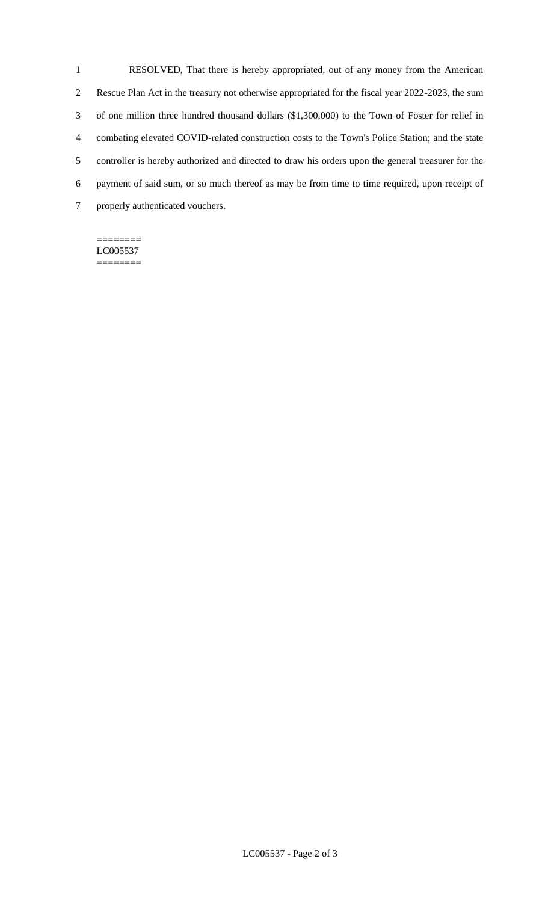RESOLVED, That there is hereby appropriated, out of any money from the American Rescue Plan Act in the treasury not otherwise appropriated for the fiscal year 2022-2023, the sum of one million three hundred thousand dollars ($1,300,000) to the Town of Foster for relief in combating elevated COVID-related construction costs to the Town's Police Station; and the state controller is hereby authorized and directed to draw his orders upon the general treasurer for the payment of said sum, or so much thereof as may be from time to time required, upon receipt of properly authenticated vouchers.

========
LC005537
========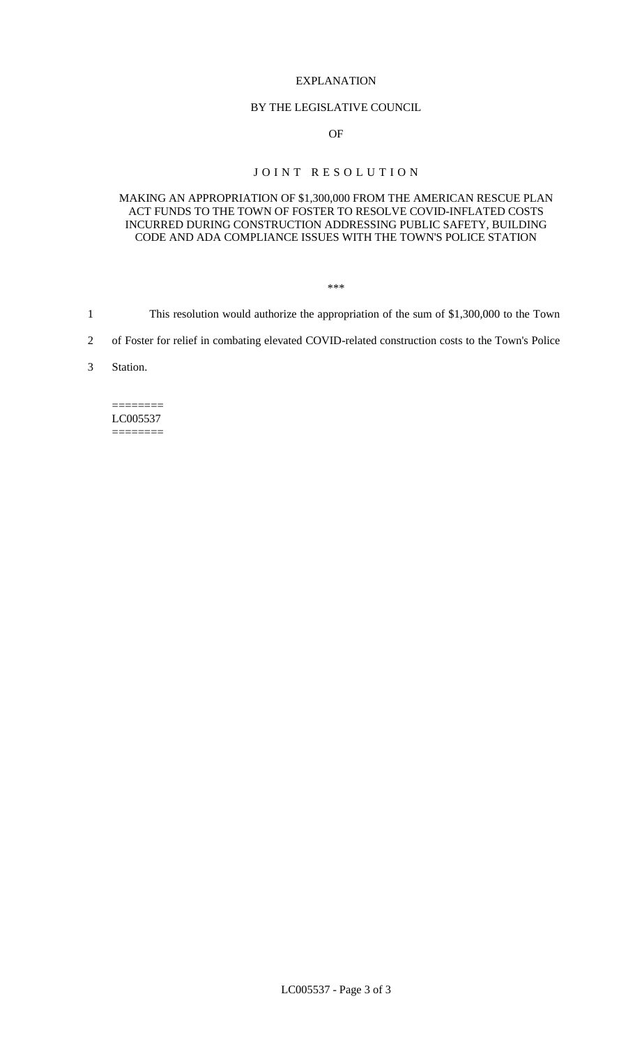EXPLANATION

BY THE LEGISLATIVE COUNCIL

OF

# J O I N T R E S O L U T I O N

MAKING AN APPROPRIATION OF $1,300,000 FROM THE AMERICAN RESCUE PLAN ACT FUNDS TO THE TOWN OF FOSTER TO RESOLVE COVID-INFLATED COSTS INCURRED DURING CONSTRUCTION ADDRESSING PUBLIC SAFETY, BUILDING CODE AND ADA COMPLIANCE ISSUES WITH THE TOWN'S POLICE STATION

***

1 This resolution would authorize the appropriation of the sum of $1,300,000 to the Town
2 of Foster for relief in combating elevated COVID-related construction costs to the Town's Police
3 Station.

========
LC005537
========